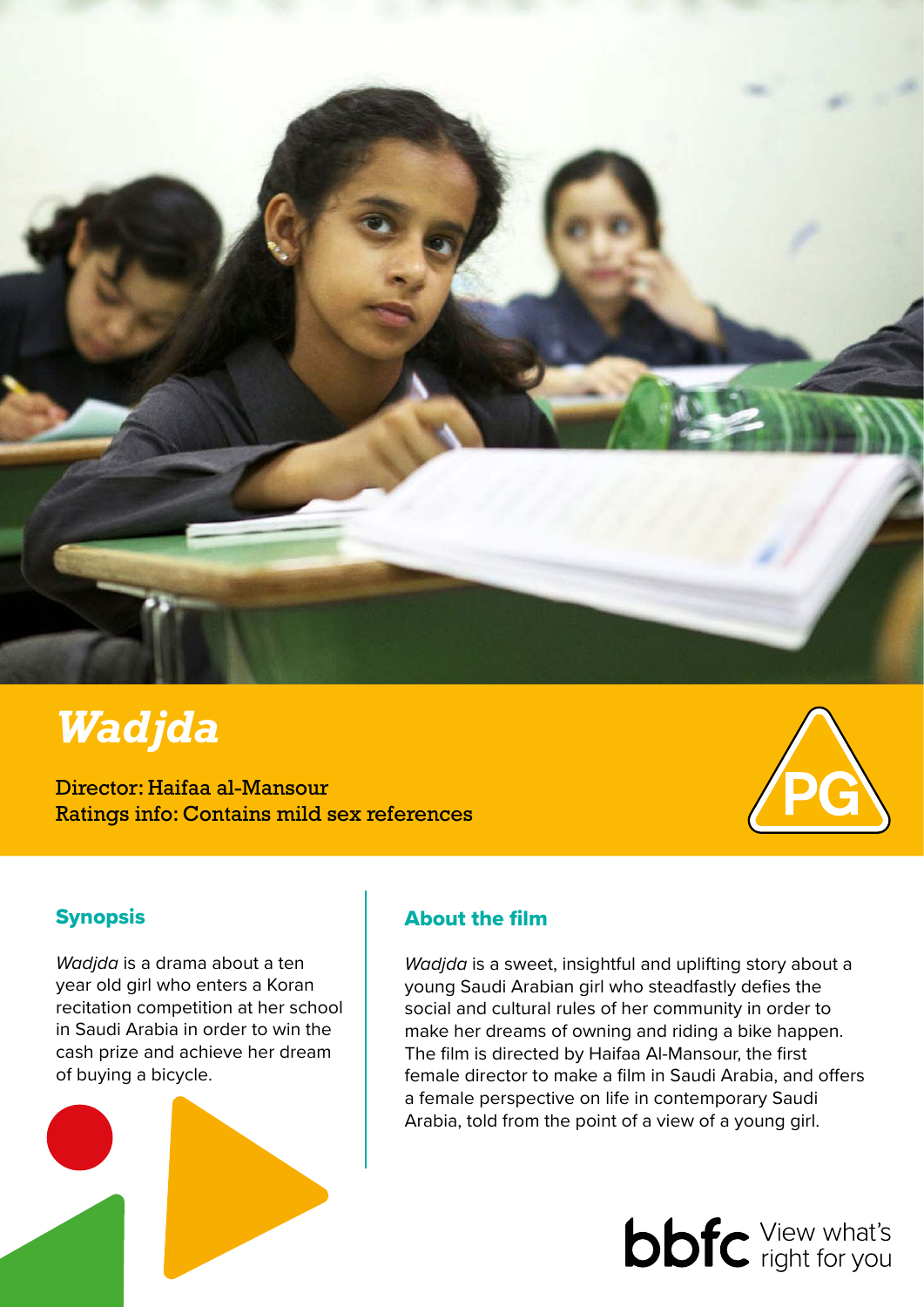# *Wadjda*

Director: Haifaa al-Mansour
Ratings info: Contains mild sex references

PG

## Synopsis

*Wadjda* is a drama about a ten year old girl who enters a Koran recitation competition at her school in Saudi Arabia in order to win the cash prize and achieve her dream of buying a bicycle.

## About the film

*Wadjda* is a sweet, insightful and uplifting story about a young Saudi Arabian girl who steadfastly defies the social and cultural rules of her community in order to make her dreams of owning and riding a bike happen. The film is directed by Haifaa Al-Mansour, the first female director to make a film in Saudi Arabia, and offers a female perspective on life in contemporary Saudi Arabia, told from the point of a view of a young girl.

bbfc View what's right for you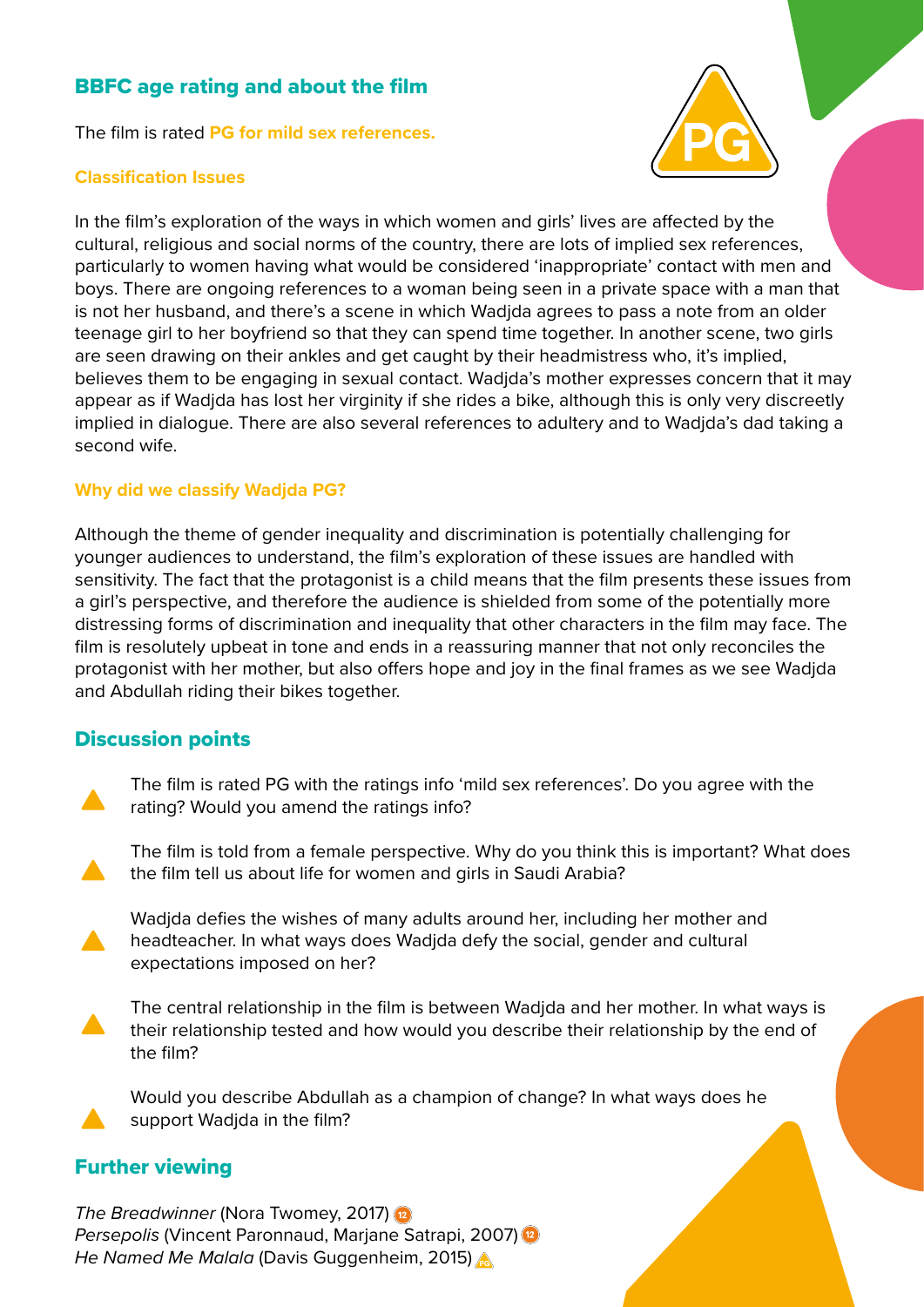## BBFC age rating and about the film

The film is rated **PG for mild sex references.**

### Classification Issues

In the film's exploration of the ways in which women and girls' lives are affected by the cultural, religious and social norms of the country, there are lots of implied sex references, particularly to women having what would be considered 'inappropriate' contact with men and boys. There are ongoing references to a woman being seen in a private space with a man that is not her husband, and there's a scene in which Wadjda agrees to pass a note from an older teenage girl to her boyfriend so that they can spend time together. In another scene, two girls are seen drawing on their ankles and get caught by their headmistress who, it's implied, believes them to be engaging in sexual contact. Wadjda's mother expresses concern that it may appear as if Wadjda has lost her virginity if she rides a bike, although this is only very discreetly implied in dialogue. There are also several references to adultery and to Wadjda's dad taking a second wife.

### Why did we classify Wadjda PG?

Although the theme of gender inequality and discrimination is potentially challenging for younger audiences to understand, the film's exploration of these issues are handled with sensitivity. The fact that the protagonist is a child means that the film presents these issues from a girl's perspective, and therefore the audience is shielded from some of the potentially more distressing forms of discrimination and inequality that other characters in the film may face. The film is resolutely upbeat in tone and ends in a reassuring manner that not only reconciles the protagonist with her mother, but also offers hope and joy in the final frames as we see Wadjda and Abdullah riding their bikes together.

## Discussion points

- The film is rated PG with the ratings info 'mild sex references'. Do you agree with the rating? Would you amend the ratings info?
- The film is told from a female perspective. Why do you think this is important? What does the film tell us about life for women and girls in Saudi Arabia?
- Wadjda defies the wishes of many adults around her, including her mother and headteacher. In what ways does Wadjda defy the social, gender and cultural expectations imposed on her?
- The central relationship in the film is between Wadjda and her mother. In what ways is their relationship tested and how would you describe their relationship by the end of the film?
- Would you describe Abdullah as a champion of change? In what ways does he support Wadjda in the film?

## Further viewing

*The Breadwinner* (Nora Twomey, 2017) 12
*Persepolis* (Vincent Paronnaud, Marjane Satrapi, 2007) 12
*He Named Me Malala* (Davis Guggenheim, 2015) PG